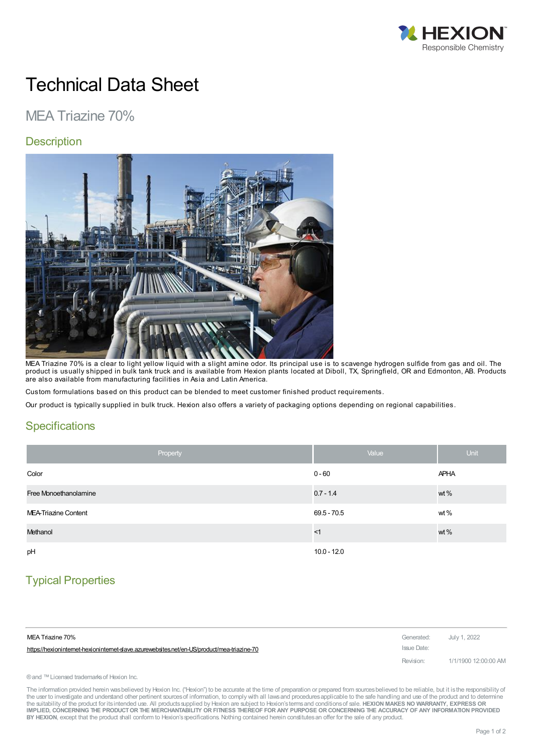# Technical Data Sheet

## MEA Triazine 70%

### Description

MEA Triazine 70% is a clear to light yellow liquid with a slight amine odor. Its principal use is to scavenge hydrogen sulfide from gas and oil. The product is usually shipped in bulk tank truck and is available from Hexion plants located at Diboll, TX, Springfield, OR and Edmonton, AB. Products are also available from manufacturing facilities in Asia and Latin America.

Custom formulations based on this product can be blended to meet customer finished product requirements.

Our product is typically supplied in bulk truck. Hexion also offers a variety of packaging options depending on regional capabilities.

### Specifications

| Property | Value | Unit |
|---|---|---|
| Color | 0 - 60 | APHA |
| Free Monoethanolamine | 0.7 - 1.4 | wt % |
| MEA-Triazine Content | 69.5 - 70.5 | wt % |
| Methanol | <1 | wt % |
| pH | 10.0 - 12.0 | |

### Typical Properties

| MEA Triazine 70% | Generated: | July 1, 2022 |
|---|---|---|
| https://hexioninternet-hexioninternet-slave.azurewebsites.net/en-US/product/mea-triazine-70 | Issue Date: | |
| | Revision: | 1/1/1900 12:00:00 AM |

® and ™ Licensed trademarks of Hexion Inc.

The information provided herein was believed by Hexion Inc. ("Hexion") to be accurate at the time of preparation or prepared from sources believed to be reliable, but it is the responsibility of the user to investigate and understand other pertinent sources of information, to comply with all laws and procedures applicable to the safe handling and use of the product and to determine the suitability of the product for its intended use. All products supplied by Hexion are subject to Hexion's terms and conditions of sale. **HEXION MAKES NO WARRANTY, EXPRESS OR IMPLIED, CONCERNING THE PRODUCT OR THE MERCHANTABILITY OR FITNESS THEREOF FOR ANY PURPOSE OR CONCERNING THE ACCURACY OF ANY INFORMATION PROVIDED BY HEXION**, except that the product shall conform to Hexion's specifications. Nothing contained herein constitutes an offer for the sale of any product.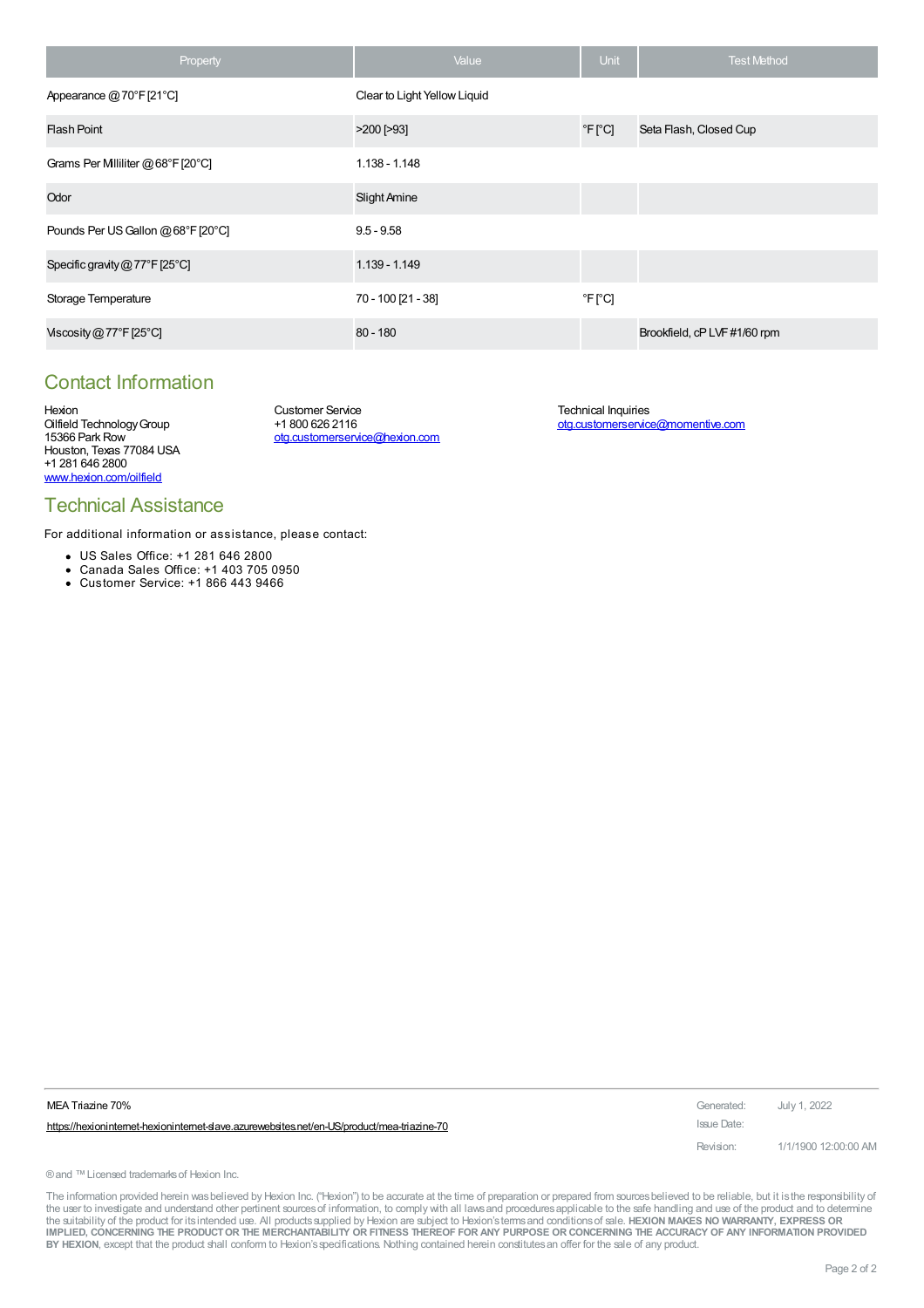| Property | Value | Unit | Test Method |
|---|---|---|---|
| Appearance @ 70°F [21°C] | Clear to Light Yellow Liquid | | |
| Flash Point | >200 [>93] | °F [°C] | Seta Flash, Closed Cup |
| Grams Per Milliliter @ 68°F [20°C] | 1.138 - 1.148 | | |
| Odor | Slight Amine | | |
| Pounds Per US Gallon @ 68°F [20°C] | 9.5 - 9.58 | | |
| Specific gravity @ 77°F [25°C] | 1.139 - 1.149 | | |
| Storage Temperature | 70 - 100 [21 - 38] | °F [°C] | |
| Viscosity @ 77°F [25°C] | 80 - 180 | | Brookfield, cP LVF #1/60 rpm |

## Contact Information

Hexion
Oilfield Technology Group
15366 Park Row
Houston, Texas 77084 USA
+1 281 646 2800
www.hexion.com/oilfield

Customer Service
+1 800 626 2116
otg.customerservice@hexion.com

Technical Inquiries
otg.customerservice@momentive.com

## Technical Assistance

For additional information or assistance, please contact:

- US Sales Office: +1 281 646 2800
- Canada Sales Office: +1 403 705 0950
- Customer Service: +1 866 443 9466

MEA Triazine 70%

https://hexioninternet-hexioninternet-slave.azurewebsites.net/en-US/product/mea-triazine-70

Generated: July 1, 2022
Issue Date:
Revision: 1/1/1900 12:00:00 AM

® and ™ Licensed trademarks of Hexion Inc.

The information provided herein was believed by Hexion Inc. ("Hexion") to be accurate at the time of preparation or prepared from sources believed to be reliable, but it is the responsibility of the user to investigate and understand other pertinent sources of information, to comply with all laws and procedures applicable to the safe handling and use of the product and to determine the suitability of the product for its intended use. All products supplied by Hexion are subject to Hexion's terms and conditions of sale. **HEXION MAKES NO WARRANTY, EXPRESS OR IMPLIED, CONCERNING THE PRODUCT OR THE MERCHANTABILITY OR FITNESS THEREOF FOR ANY PURPOSE OR CONCERNING THE ACCURACY OF ANY INFORMATION PROVIDED BY HEXION**, except that the product shall conform to Hexion's specifications. Nothing contained herein constitutes an offer for the sale of any product.